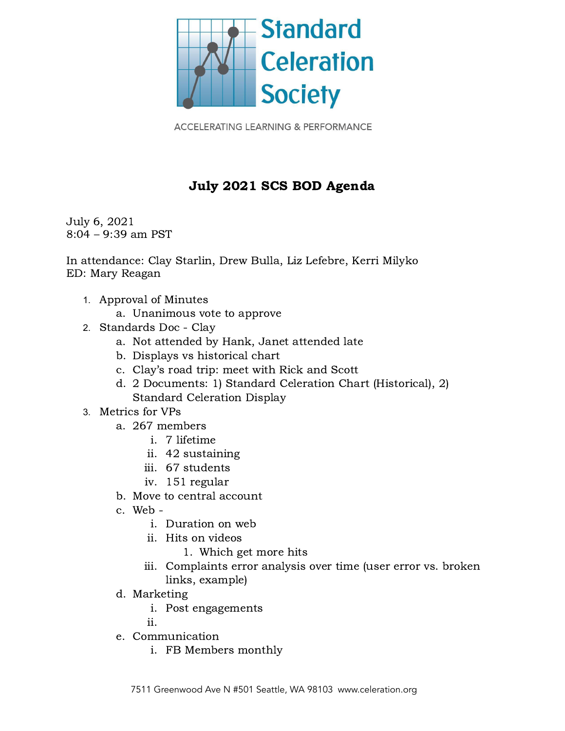# Standard Celeration Society

ACCELERATING LEARNING & PERFORMANCE

## July 2021 SCS BOD Agenda

July 6, 2021
8:04 – 9:39 am PST

In attendance: Clay Starlin, Drew Bulla, Liz Lefebre, Kerri Milyko
ED: Mary Reagan

1. Approval of Minutes
    a. Unanimous vote to approve
2. Standards Doc - Clay
    a. Not attended by Hank, Janet attended late
    b. Displays vs historical chart
    c. Clay's road trip: meet with Rick and Scott
    d. 2 Documents: 1) Standard Celeration Chart (Historical), 2) Standard Celeration Display
3. Metrics for VPs
    a. 267 members
        i. 7 lifetime
        ii. 42 sustaining
        iii. 67 students
        iv. 151 regular
    b. Move to central account
    c. Web -
        i. Duration on web
        ii. Hits on videos
            1. Which get more hits
        iii. Complaints error analysis over time (user error vs. broken links, example)
    d. Marketing
        i. Post engagements
        ii.
    e. Communication
        i. FB Members monthly

7511 Greenwood Ave N #501 Seattle, WA 98103 www.celeration.org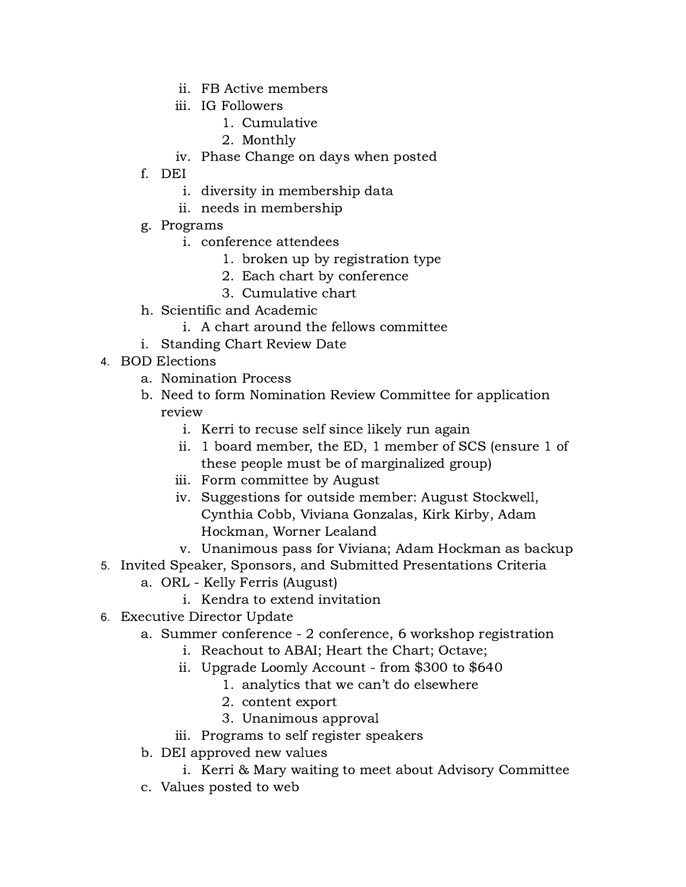ii. FB Active members
      iii. IG Followers
         1. Cumulative
         2. Monthly
      iv. Phase Change on days when posted
   f. DEI
      i. diversity in membership data
      ii. needs in membership
   g. Programs
      i. conference attendees
         1. broken up by registration type
         2. Each chart by conference
         3. Cumulative chart
   h. Scientific and Academic
      i. A chart around the fellows committee
   i. Standing Chart Review Date

4. BOD Elections
   a. Nomination Process
   b. Need to form Nomination Review Committee for application review
      i. Kerri to recuse self since likely run again
      ii. 1 board member, the ED, 1 member of SCS (ensure 1 of these people must be of marginalized group)
      iii. Form committee by August
      iv. Suggestions for outside member: August Stockwell, Cynthia Cobb, Viviana Gonzalas, Kirk Kirby, Adam Hockman, Worner Lealand
      v. Unanimous pass for Viviana; Adam Hockman as backup

5. Invited Speaker, Sponsors, and Submitted Presentations Criteria
   a. ORL - Kelly Ferris (August)
      i. Kendra to extend invitation

6. Executive Director Update
   a. Summer conference - 2 conference, 6 workshop registration
      i. Reachout to ABAI; Heart the Chart; Octave;
      ii. Upgrade Loomly Account - from $300 to $640
         1. analytics that we can't do elsewhere
         2. content export
         3. Unanimous approval
      iii. Programs to self register speakers
   b. DEI approved new values
      i. Kerri & Mary waiting to meet about Advisory Committee
   c. Values posted to web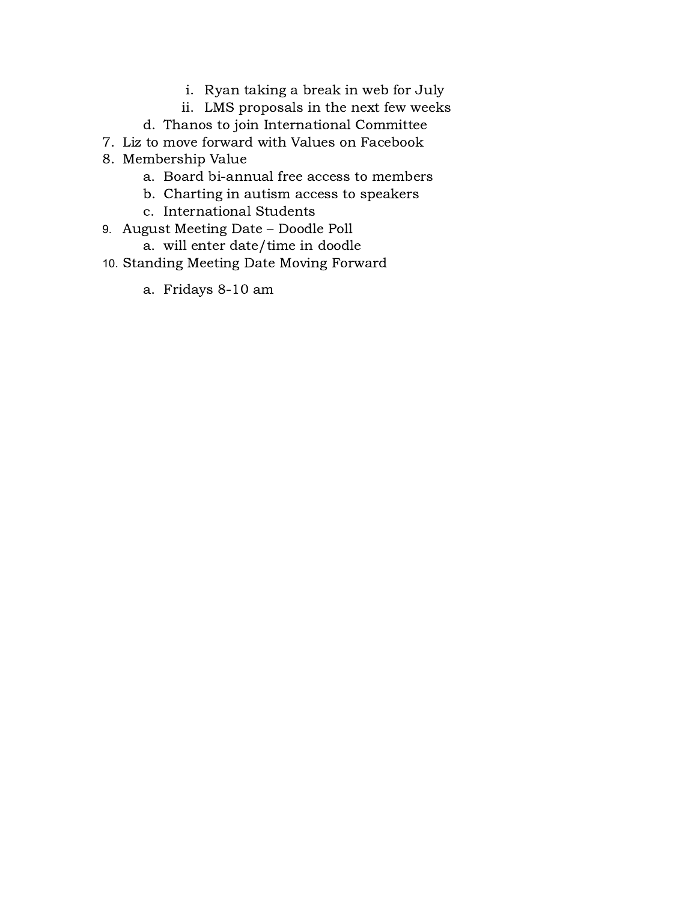i. Ryan taking a break in web for July
    ii. LMS proposals in the next few weeks
  d. Thanos to join International Committee
7. Liz to move forward with Values on Facebook
8. Membership Value
  a. Board bi-annual free access to members
  b. Charting in autism access to speakers
  c. International Students
9. August Meeting Date – Doodle Poll
  a. will enter date/time in doodle
10. Standing Meeting Date Moving Forward
  a. Fridays 8-10 am